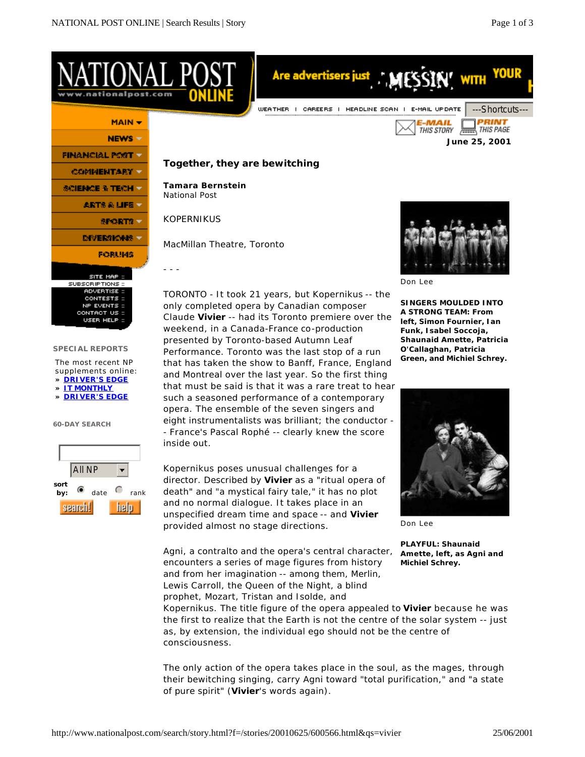June 25, 2001

# Together, they are bewitching

**Tamara Bernstein**
National Post

KOPERNIKUS

MacMillan Theatre, Toronto

- - -

Don Lee

**SINGERS MOULDED INTO A STRONG TEAM: From left, Simon Fournier, Ian Funk, Isabel Soccoja, Shaunaid Amette, Patricia O'Callaghan, Patricia Green, and Michiel Schrey.**

Don Lee

**PLAYFUL: Shaunaid Amette, left, as Agni and Michiel Schrey.**

TORONTO - It took 21 years, but Kopernikus -- the only completed opera by Canadian composer Claude **Vivier** -- had its Toronto premiere over the weekend, in a Canada-France co-production presented by Toronto-based Autumn Leaf Performance. Toronto was the last stop of a run that has taken the show to Banff, France, England and Montreal over the last year. So the first thing that must be said is that it was a rare treat to hear such a seasoned performance of a contemporary opera. The ensemble of the seven singers and eight instrumentalists was brilliant; the conductor -- France's Pascal Rophé -- clearly knew the score inside out.

Kopernikus poses unusual challenges for a director. Described by **Vivier** as a "ritual opera of death" and "a mystical fairy tale," it has no plot and no normal dialogue. It takes place in an unspecified dream time and space -- and **Vivier** provided almost no stage directions.

Agni, a contralto and the opera's central character, encounters a series of mage figures from history and from her imagination -- among them, Merlin, Lewis Carroll, the Queen of the Night, a blind prophet, Mozart, Tristan and Isolde, and Kopernikus. The title figure of the opera appealed to **Vivier** because he was the first to realize that the Earth is not the centre of the solar system -- just as, by extension, the individual ego should not be the centre of consciousness.

The only action of the opera takes place in the soul, as the mages, through their bewitching singing, carry Agni toward "total purification," and "a state of pure spirit" (**Vivier**'s words again).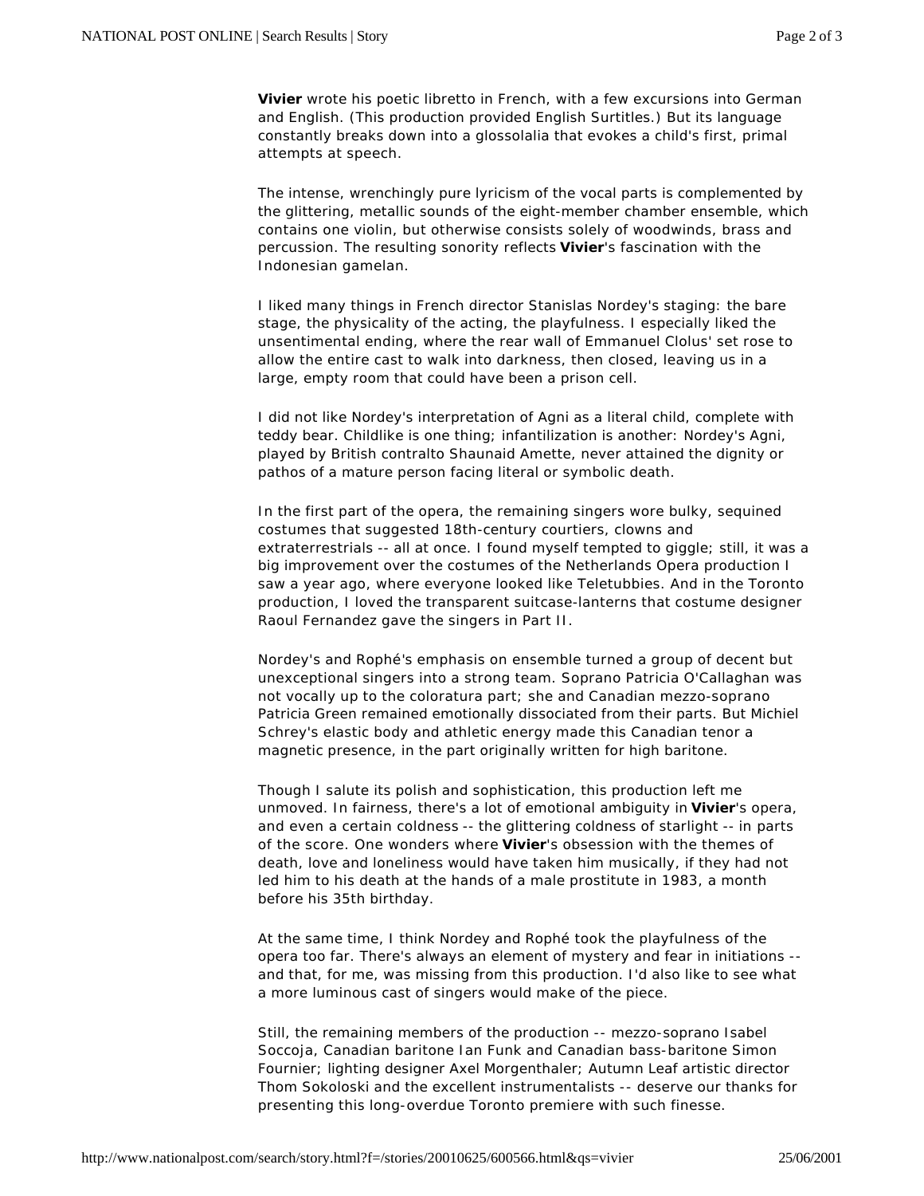**Vivier** wrote his poetic libretto in French, with a few excursions into German and English. (This production provided English Surtitles.) But its language constantly breaks down into a glossolalia that evokes a child's first, primal attempts at speech.

The intense, wrenchingly pure lyricism of the vocal parts is complemented by the glittering, metallic sounds of the eight-member chamber ensemble, which contains one violin, but otherwise consists solely of woodwinds, brass and percussion. The resulting sonority reflects **Vivier**'s fascination with the Indonesian gamelan.

I liked many things in French director Stanislas Nordey's staging: the bare stage, the physicality of the acting, the playfulness. I especially liked the unsentimental ending, where the rear wall of Emmanuel Clolus' set rose to allow the entire cast to walk into darkness, then closed, leaving us in a large, empty room that could have been a prison cell.

I did not like Nordey's interpretation of Agni as a literal child, complete with teddy bear. Childlike is one thing; infantilization is another: Nordey's Agni, played by British contralto Shaunaid Amette, never attained the dignity or pathos of a mature person facing literal or symbolic death.

In the first part of the opera, the remaining singers wore bulky, sequined costumes that suggested 18th-century courtiers, clowns and extraterrestrials -- all at once. I found myself tempted to giggle; still, it was a big improvement over the costumes of the Netherlands Opera production I saw a year ago, where everyone looked like Teletubbies. And in the Toronto production, I loved the transparent suitcase-lanterns that costume designer Raoul Fernandez gave the singers in Part II.

Nordey's and Rophé's emphasis on ensemble turned a group of decent but unexceptional singers into a strong team. Soprano Patricia O'Callaghan was not vocally up to the coloratura part; she and Canadian mezzo-soprano Patricia Green remained emotionally dissociated from their parts. But Michiel Schrey's elastic body and athletic energy made this Canadian tenor a magnetic presence, in the part originally written for high baritone.

Though I salute its polish and sophistication, this production left me unmoved. In fairness, there's a lot of emotional ambiguity in **Vivier**'s opera, and even a certain coldness -- the glittering coldness of starlight -- in parts of the score. One wonders where **Vivier**'s obsession with the themes of death, love and loneliness would have taken him musically, if they had not led him to his death at the hands of a male prostitute in 1983, a month before his 35th birthday.

At the same time, I think Nordey and Rophé took the playfulness of the opera too far. There's always an element of mystery and fear in initiations -- and that, for me, was missing from this production. I'd also like to see what a more luminous cast of singers would make of the piece.

Still, the remaining members of the production -- mezzo-soprano Isabel Soccoja, Canadian baritone Ian Funk and Canadian bass-baritone Simon Fournier; lighting designer Axel Morgenthaler; Autumn Leaf artistic director Thom Sokoloski and the excellent instrumentalists -- deserve our thanks for presenting this long-overdue Toronto premiere with such finesse.